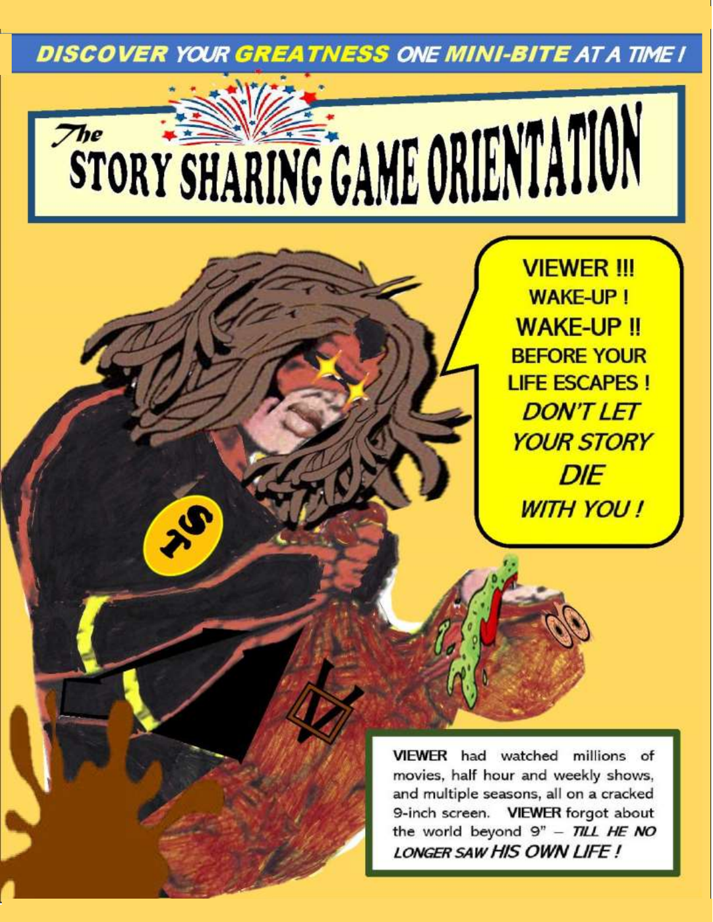**DISCOVER YOUR GREATNESS ONE MINI-BITE AT A TIME !**

# The STORY SHARING GAME ORIENTATION

**VIEWER !!!**
**WAKE-UP !**
**WAKE-UP !!**
**BEFORE YOUR LIFE ESCAPES !**
***DON'T LET YOUR STORY DIE WITH YOU !***

**VIEWER** had watched millions of movies, half hour and weekly shows, and multiple seasons, all on a cracked 9-inch screen. **VIEWER** forgot about the world beyond 9" – ***TILL HE NO LONGER SAW HIS OWN LIFE !***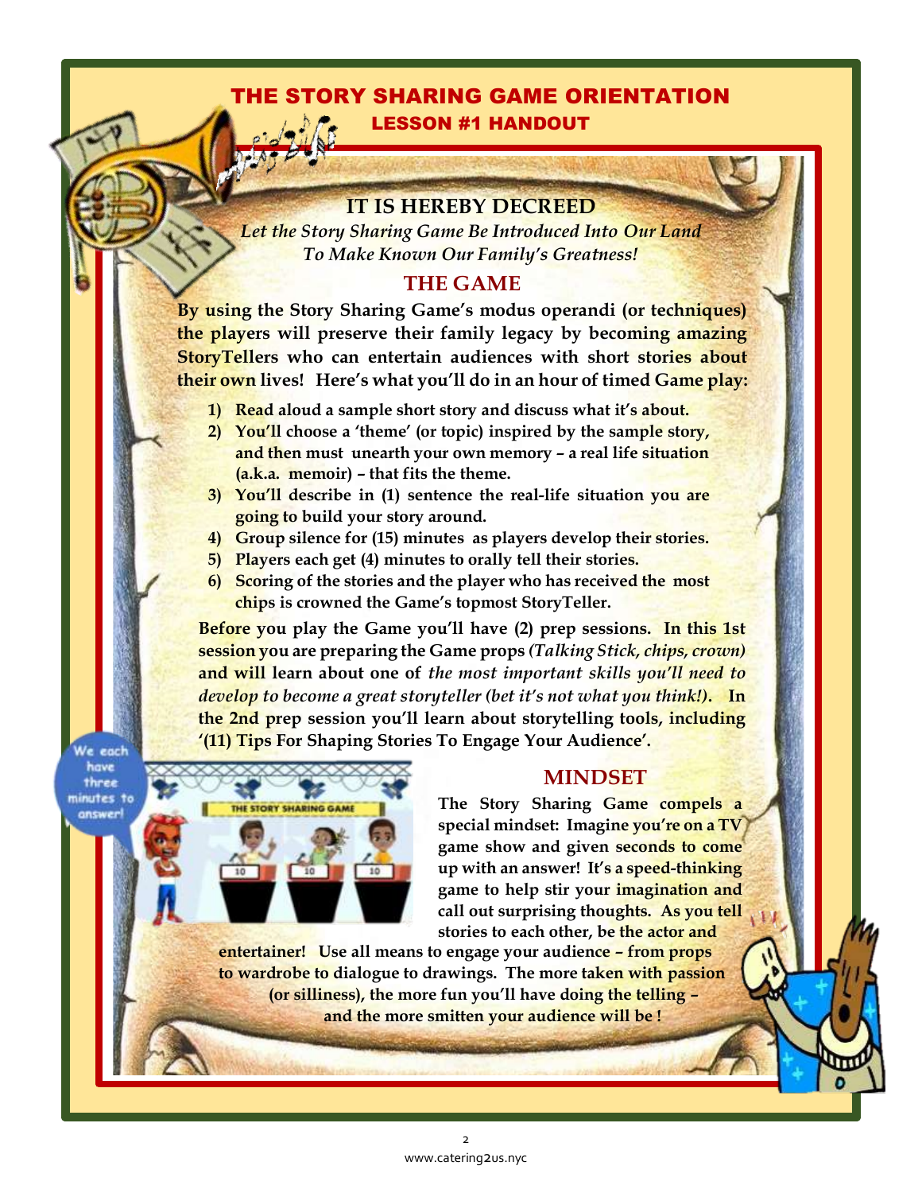# THE STORY SHARING GAME ORIENTATION

## LESSON #1 HANDOUT

### IT IS HEREBY DECREED

*Let the Story Sharing Game Be Introduced Into Our Land To Make Known Our Family's Greatness!*

### THE GAME

**By using the Story Sharing Game's modus operandi (or techniques) the players will preserve their family legacy by becoming amazing StoryTellers who can entertain audiences with short stories about their own lives! Here's what you'll do in an hour of timed Game play:**

1) **Read aloud a sample short story and discuss what it's about.**
2) **You'll choose a 'theme' (or topic) inspired by the sample story, and then must unearth your own memory – a real life situation (a.k.a. memoir) – that fits the theme.**
3) **You'll describe in (1) sentence the real-life situation you are going to build your story around.**
4) **Group silence for (15) minutes as players develop their stories.**
5) **Players each get (4) minutes to orally tell their stories.**
6) **Scoring of the stories and the player who has received the most chips is crowned the Game's topmost StoryTeller.**

**Before you play the Game you'll have (2) prep sessions. In this 1st session you are preparing the Game props** ***(Talking Stick, chips, crown)*** **and will learn about one of** ***the most important skills you'll need to develop to become a great storyteller (bet it's not what you think!)*****. In the 2nd prep session you'll learn about storytelling tools, including '(11) Tips For Shaping Stories To Engage Your Audience'.**

We each have three minutes to answer!

THE STORY SHARING GAME

### MINDSET

**The Story Sharing Game compels a special mindset: Imagine you're on a TV game show and given seconds to come up with an answer! It's a speed-thinking game to help stir your imagination and call out surprising thoughts. As you tell stories to each other, be the actor and entertainer! Use all means to engage your audience – from props to wardrobe to dialogue to drawings. The more taken with passion (or silliness), the more fun you'll have doing the telling – and the more smitten your audience will be !**

www.catering2us.nyc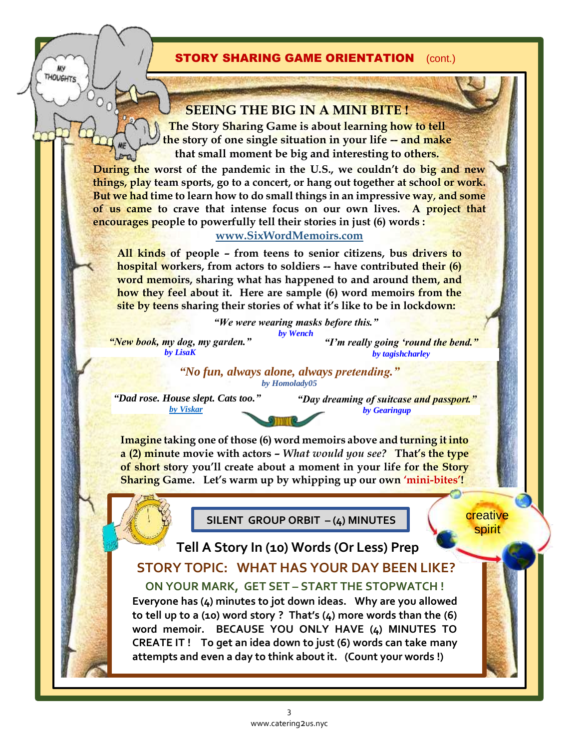## STORY SHARING GAME ORIENTATION (cont.)

### SEEING THE BIG IN A MINI BITE !

**The Story Sharing Game is about learning how to tell the story of one single situation in your life -- and make that small moment be big and interesting to others.**

**During the worst of the pandemic in the U.S., we couldn't do big and new things, play team sports, go to a concert, or hang out together at school or work. But we had time to learn how to do small things in an impressive way, and some of us came to crave that intense focus on our own lives. A project that encourages people to powerfully tell their stories in just (6) words :**

**www.SixWordMemoirs.com**

**All kinds of people – from teens to senior citizens, bus drivers to hospital workers, from actors to soldiers -- have contributed their (6) word memoirs, sharing what has happened to and around them, and how they feel about it. Here are sample (6) word memoirs from the site by teens sharing their stories of what it's like to be in lockdown:**

***"We were wearing masks before this."***
*by Wench*

***"New book, my dog, my garden."***
*by LisaK*

***"I'm really going 'round the bend."***
*by tagishcharley*

***"No fun, always alone, always pretending."***
*by Homolady05*

***"Dad rose. House slept. Cats too."***
*by Viskar*

***"Day dreaming of suitcase and passport."***
*by Gearingup*

**Imagine taking one of those (6) word memoirs above and turning it into a (2) minute movie with actors –** *What would you see?* **That's the type of short story you'll create about a moment in your life for the Story Sharing Game. Let's warm up by whipping up our own 'mini-bites'!**

**SILENT GROUP ORBIT – (4) MINUTES**

creative spirit

### Tell A Story In (10) Words (Or Less) Prep

### STORY TOPIC: WHAT HAS YOUR DAY BEEN LIKE?

**ON YOUR MARK, GET SET – START THE STOPWATCH !**

**Everyone has (4) minutes to jot down ideas. Why are you allowed to tell up to a (10) word story ? That's (4) more words than the (6) word memoir. BECAUSE YOU ONLY HAVE (4) MINUTES TO CREATE IT ! To get an idea down to just (6) words can take many attempts and even a day to think about it. (Count your words !)**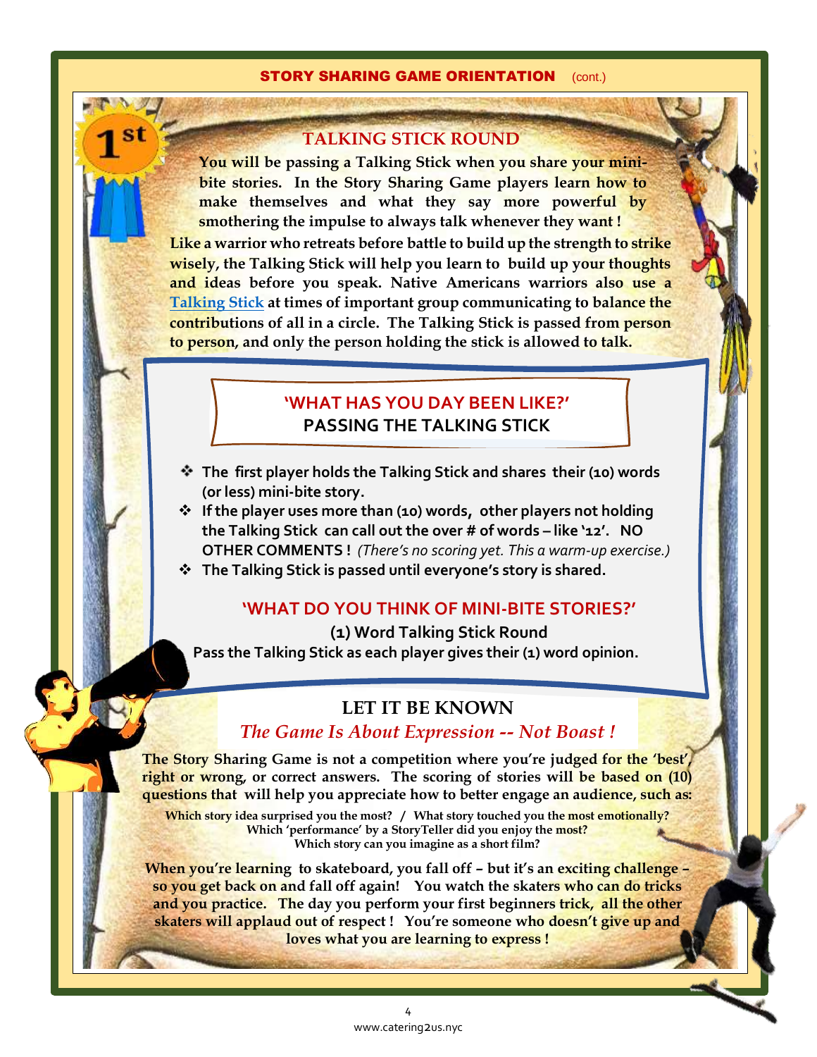## STORY SHARING GAME ORIENTATION (cont.)

### TALKING STICK ROUND

**You will be passing a Talking Stick when you share your mini-bite stories. In the Story Sharing Game players learn how to make themselves and what they say more powerful by smothering the impulse to always talk whenever they want !**

**Like a warrior who retreats before battle to build up the strength to strike wisely, the Talking Stick will help you learn to build up your thoughts and ideas before you speak. Native Americans warriors also use a [Talking Stick] at times of important group communicating to balance the contributions of all in a circle. The Talking Stick is passed from person to person, and only the person holding the stick is allowed to talk.**

#### 'WHAT HAS YOU DAY BEEN LIKE?'
#### PASSING THE TALKING STICK

- **The first player holds the Talking Stick and shares their (10) words (or less) mini-bite story.**
- **If the player uses more than (10) words, other players not holding the Talking Stick can call out the over # of words – like '12'. NO OTHER COMMENTS !** *(There's no scoring yet. This a warm-up exercise.)*
- **The Talking Stick is passed until everyone's story is shared.**

#### 'WHAT DO YOU THINK OF MINI-BITE STORIES?'

**(1) Word Talking Stick Round**

**Pass the Talking Stick as each player gives their (1) word opinion.**

### LET IT BE KNOWN

*The Game Is About Expression -- Not Boast !*

**The Story Sharing Game is not a competition where you're judged for the 'best', right or wrong, or correct answers. The scoring of stories will be based on (10) questions that will help you appreciate how to better engage an audience, such as:**

**Which story idea surprised you the most? / What story touched you the most emotionally?**
**Which 'performance' by a StoryTeller did you enjoy the most?**
**Which story can you imagine as a short film?**

**When you're learning to skateboard, you fall off – but it's an exciting challenge – so you get back on and fall off again! You watch the skaters who can do tricks and you practice. The day you perform your first beginners trick, all the other skaters will applaud out of respect ! You're someone who doesn't give up and loves what you are learning to express !**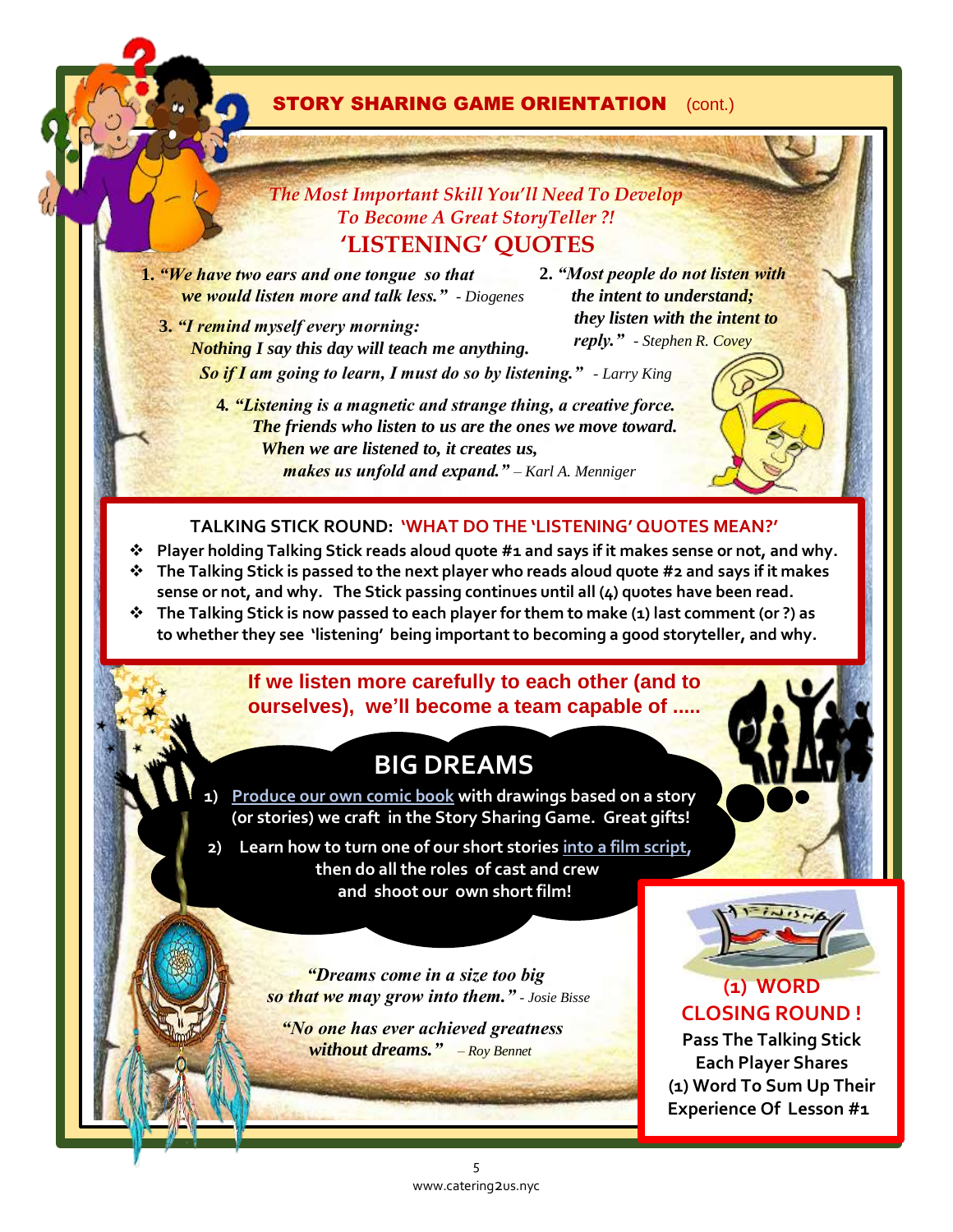## STORY SHARING GAME ORIENTATION (cont.)

*The Most Important Skill You'll Need To Develop To Become A Great StoryTeller ?!*

## 'LISTENING' QUOTES

1. ***"We have two ears and one tongue so that we would listen more and talk less."*** - Diogenes

2. ***"Most people do not listen with the intent to understand; they listen with the intent to reply."*** - Stephen R. Covey

3. ***"I remind myself every morning: Nothing I say this day will teach me anything. So if I am going to learn, I must do so by listening."*** - Larry King

4. ***"Listening is a magnetic and strange thing, a creative force. The friends who listen to us are the ones we move toward. When we are listened to, it creates us, makes us unfold and expand."*** – Karl A. Menniger

### TALKING STICK ROUND: 'WHAT DO THE 'LISTENING' QUOTES MEAN?'

- Player holding Talking Stick reads aloud quote #1 and says if it makes sense or not, and why.
- The Talking Stick is passed to the next player who reads aloud quote #2 and says if it makes sense or not, and why. The Stick passing continues until all (4) quotes have been read.
- The Talking Stick is now passed to each player for them to make (1) last comment (or ?) as to whether they see 'listening' being important to becoming a good storyteller, and why.

**If we listen more carefully to each other (and to ourselves), we'll become a team capable of .....**

## BIG DREAMS

1) Produce our own comic book with drawings based on a story (or stories) we craft in the Story Sharing Game. Great gifts!
2) Learn how to turn one of our short stories into a film script, then do all the roles of cast and crew and shoot our own short film!

*"Dreams come in a size too big so that we may grow into them."* - Josie Bisse

*"No one has ever achieved greatness without dreams."* – Roy Bennet

### (1) WORD CLOSING ROUND !

**Pass The Talking Stick Each Player Shares (1) Word To Sum Up Their Experience Of Lesson #1**

www.catering2us.nyc